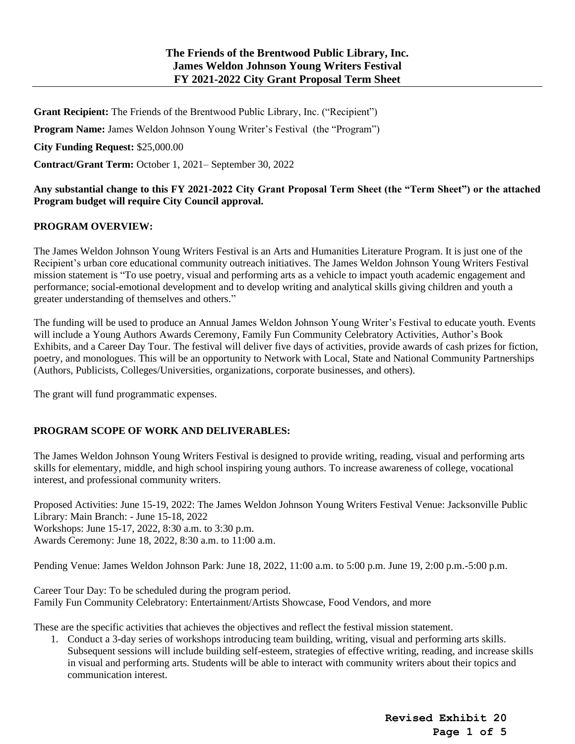# The Friends of the Brentwood Public Library, Inc.
# James Weldon Johnson Young Writers Festival
# FY 2021-2022 City Grant Proposal Term Sheet

**Grant Recipient:** The Friends of the Brentwood Public Library, Inc. ("Recipient")

**Program Name:** James Weldon Johnson Young Writer's Festival (the "Program")

**City Funding Request:** $25,000.00

**Contract/Grant Term:** October 1, 2021– September 30, 2022

**Any substantial change to this FY 2021-2022 City Grant Proposal Term Sheet (the "Term Sheet") or the attached Program budget will require City Council approval.**

## PROGRAM OVERVIEW:

The James Weldon Johnson Young Writers Festival is an Arts and Humanities Literature Program. It is just one of the Recipient's urban core educational community outreach initiatives. The James Weldon Johnson Young Writers Festival mission statement is "To use poetry, visual and performing arts as a vehicle to impact youth academic engagement and performance; social-emotional development and to develop writing and analytical skills giving children and youth a greater understanding of themselves and others."

The funding will be used to produce an Annual James Weldon Johnson Young Writer's Festival to educate youth. Events will include a Young Authors Awards Ceremony, Family Fun Community Celebratory Activities, Author's Book Exhibits, and a Career Day Tour. The festival will deliver five days of activities, provide awards of cash prizes for fiction, poetry, and monologues. This will be an opportunity to Network with Local, State and National Community Partnerships (Authors, Publicists, Colleges/Universities, organizations, corporate businesses, and others).

The grant will fund programmatic expenses.

## PROGRAM SCOPE OF WORK AND DELIVERABLES:

The James Weldon Johnson Young Writers Festival is designed to provide writing, reading, visual and performing arts skills for elementary, middle, and high school inspiring young authors. To increase awareness of college, vocational interest, and professional community writers.

Proposed Activities: June 15-19, 2022: The James Weldon Johnson Young Writers Festival Venue: Jacksonville Public Library: Main Branch: - June 15-18, 2022
Workshops: June 15-17, 2022, 8:30 a.m. to 3:30 p.m.
Awards Ceremony: June 18, 2022, 8:30 a.m. to 11:00 a.m.

Pending Venue: James Weldon Johnson Park: June 18, 2022, 11:00 a.m. to 5:00 p.m. June 19, 2:00 p.m.-5:00 p.m.

Career Tour Day: To be scheduled during the program period.
Family Fun Community Celebratory: Entertainment/Artists Showcase, Food Vendors, and more

These are the specific activities that achieves the objectives and reflect the festival mission statement.

1. Conduct a 3-day series of workshops introducing team building, writing, visual and performing arts skills. Subsequent sessions will include building self-esteem, strategies of effective writing, reading, and increase skills in visual and performing arts. Students will be able to interact with community writers about their topics and communication interest.

Revised Exhibit 20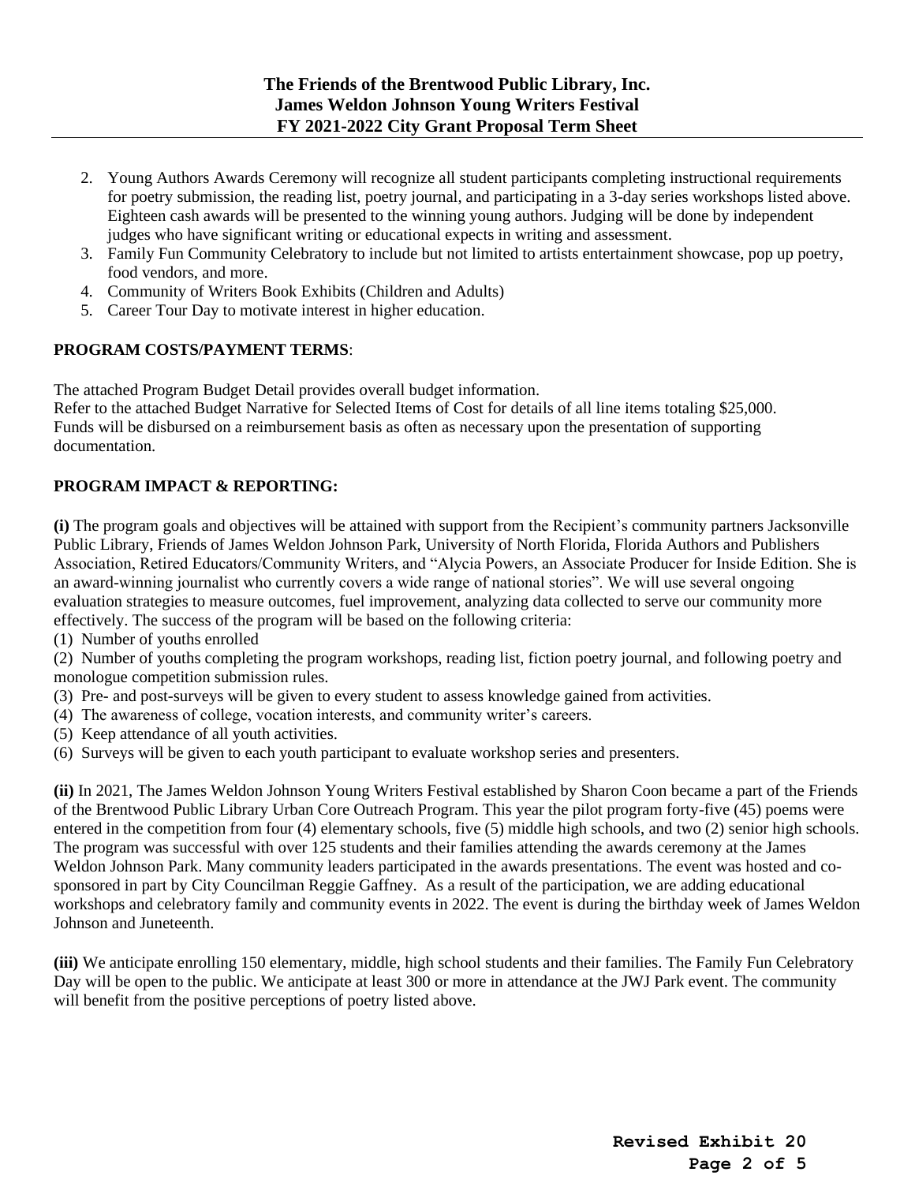**The Friends of the Brentwood Public Library, Inc.**
**James Weldon Johnson Young Writers Festival**
**FY 2021-2022 City Grant Proposal Term Sheet**

2. Young Authors Awards Ceremony will recognize all student participants completing instructional requirements for poetry submission, the reading list, poetry journal, and participating in a 3-day series workshops listed above. Eighteen cash awards will be presented to the winning young authors. Judging will be done by independent judges who have significant writing or educational expects in writing and assessment.
3. Family Fun Community Celebratory to include but not limited to artists entertainment showcase, pop up poetry, food vendors, and more.
4. Community of Writers Book Exhibits (Children and Adults)
5. Career Tour Day to motivate interest in higher education.

**PROGRAM COSTS/PAYMENT TERMS**:

The attached Program Budget Detail provides overall budget information.
Refer to the attached Budget Narrative for Selected Items of Cost for details of all line items totaling $25,000.
Funds will be disbursed on a reimbursement basis as often as necessary upon the presentation of supporting documentation.

**PROGRAM IMPACT & REPORTING:**

**(i)** The program goals and objectives will be attained with support from the Recipient's community partners Jacksonville Public Library, Friends of James Weldon Johnson Park, University of North Florida, Florida Authors and Publishers Association, Retired Educators/Community Writers, and "Alycia Powers, an Associate Producer for Inside Edition. She is an award-winning journalist who currently covers a wide range of national stories". We will use several ongoing evaluation strategies to measure outcomes, fuel improvement, analyzing data collected to serve our community more effectively. The success of the program will be based on the following criteria:

(1) Number of youths enrolled
(2) Number of youths completing the program workshops, reading list, fiction poetry journal, and following poetry and monologue competition submission rules.
(3) Pre- and post-surveys will be given to every student to assess knowledge gained from activities.
(4) The awareness of college, vocation interests, and community writer's careers.
(5) Keep attendance of all youth activities.
(6) Surveys will be given to each youth participant to evaluate workshop series and presenters.

**(ii)** In 2021, The James Weldon Johnson Young Writers Festival established by Sharon Coon became a part of the Friends of the Brentwood Public Library Urban Core Outreach Program. This year the pilot program forty-five (45) poems were entered in the competition from four (4) elementary schools, five (5) middle high schools, and two (2) senior high schools. The program was successful with over 125 students and their families attending the awards ceremony at the James Weldon Johnson Park. Many community leaders participated in the awards presentations. The event was hosted and co-sponsored in part by City Councilman Reggie Gaffney. As a result of the participation, we are adding educational workshops and celebratory family and community events in 2022. The event is during the birthday week of James Weldon Johnson and Juneteenth.

**(iii)** We anticipate enrolling 150 elementary, middle, high school students and their families. The Family Fun Celebratory Day will be open to the public. We anticipate at least 300 or more in attendance at the JWJ Park event. The community will benefit from the positive perceptions of poetry listed above.

**Revised Exhibit 20**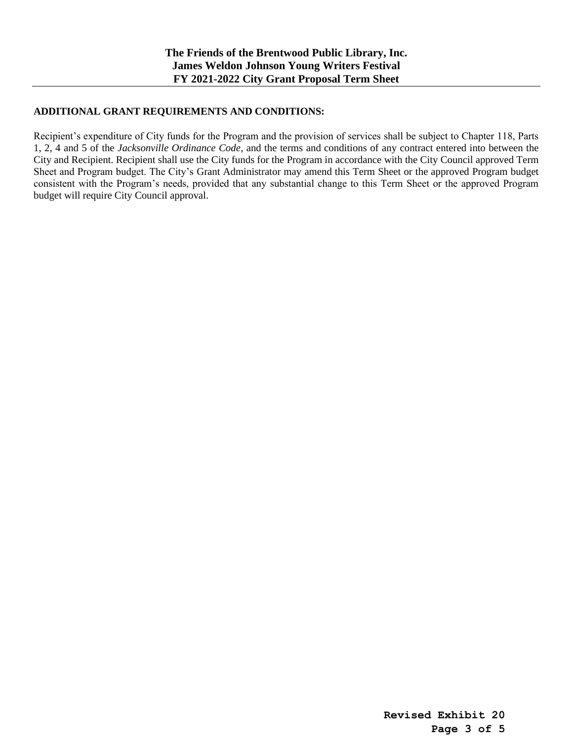**ADDITIONAL GRANT REQUIREMENTS AND CONDITIONS:**

Recipient's expenditure of City funds for the Program and the provision of services shall be subject to Chapter 118, Parts 1, 2, 4 and 5 of the *Jacksonville Ordinance Code*, and the terms and conditions of any contract entered into between the City and Recipient. Recipient shall use the City funds for the Program in accordance with the City Council approved Term Sheet and Program budget. The City's Grant Administrator may amend this Term Sheet or the approved Program budget consistent with the Program's needs, provided that any substantial change to this Term Sheet or the approved Program budget will require City Council approval.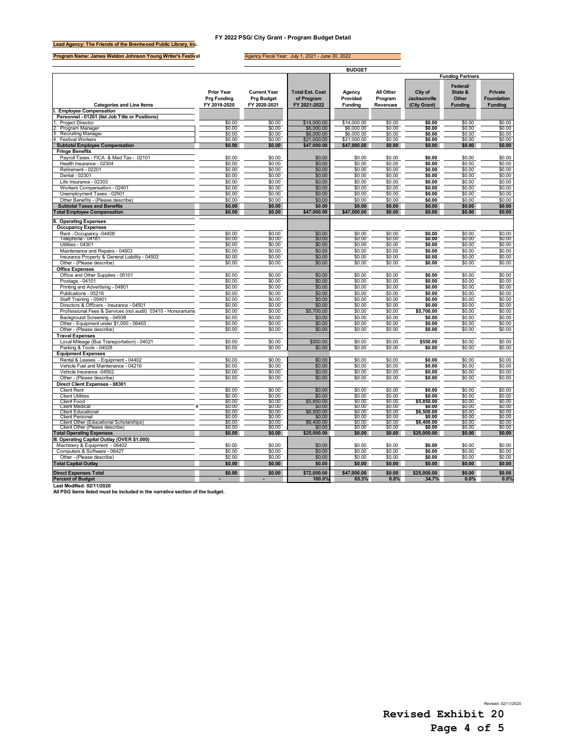## FY 2022 PSG/ City Grant - Program Budget Detail

**Lead Agency: The Friends of the Brentwood Public Library, Inc.**

**Program Name: James Weldon Johnson Young Writer's Festival**

Agency Fiscal Year: July 1, 2021 - June 30, 2022

| Categories and Line Items | Prior Year Prg Funding FY 2019-2020 | Current Year Prg Budget FY 2020-2021 | Total Est. Cost of Program FY 2021-2022 | BUDGET Agency Provided Funding | All Other Program Revenues | Funding Partners City of Jacksonville (City Grant) | Federal/ State & Other Funding | Private Foundation Funding |
|---|---|---|---|---|---|---|---|---|
| **I. Employee Compensation** | | | | | | | | |
| **Personnel - 01201 (list Job Title or Positions)** | | | | | | | | |
| 1. Project Director | $0.00 | $0.00 | $14,000.00 | $14,000.00 | $0.00 | **$0.00** | $0.00 | $0.00 |
| 2. Program Manager | $0.00 | $0.00 | $6,000.00 | $6,000.00 | $0.00 | **$0.00** | $0.00 | $0.00 |
| 3. Recruiting Manager | $0.00 | $0.00 | $6,000.00 | $6,000.00 | $0.00 | **$0.00** | $0.00 | $0.00 |
| 4. Festival Workers | $0.00 | $0.00 | $21,000.00 | $21,000.00 | $0.00 | **$0.00** | $0.00 | $0.00 |
| **Subtotal Employee Compensation** | **$0.00** | **$0.00** | **$47,000.00** | **$47,000.00** | **$0.00** | **$0.00** | **$0.00** | **$0.00** |
| **Fringe Benefits** | | | | | | | | |
| Payroll Taxes - FICA & Med Tax - 02101 | $0.00 | $0.00 | $0.00 | $0.00 | $0.00 | **$0.00** | $0.00 | $0.00 |
| Health Insurance - 02304 | $0.00 | $0.00 | $0.00 | $0.00 | $0.00 | **$0.00** | $0.00 | $0.00 |
| Retirement - 02201 | $0.00 | $0.00 | $0.00 | $0.00 | $0.00 | **$0.00** | $0.00 | $0.00 |
| Dental - 02301 | $0.00 | $0.00 | $0.00 | $0.00 | $0.00 | **$0.00** | $0.00 | $0.00 |
| Life Insurance - 02303 | $0.00 | $0.00 | $0.00 | $0.00 | $0.00 | **$0.00** | $0.00 | $0.00 |
| Workers Compensation - 02401 | $0.00 | $0.00 | $0.00 | $0.00 | $0.00 | **$0.00** | $0.00 | $0.00 |
| Unemployment Taxes - 02501 | $0.00 | $0.00 | $0.00 | $0.00 | $0.00 | **$0.00** | $0.00 | $0.00 |
| Other Benefits - (Please describe) | $0.00 | $0.00 | $0.00 | $0.00 | $0.00 | **$0.00** | $0.00 | $0.00 |
| **Subtotal Taxes and Benefits** | **$0.00** | **$0.00** | **$0.00** | **$0.00** | **$0.00** | **$0.00** | **$0.00** | **$0.00** |
| **Total Employee Compensation** | **$0.00** | **$0.00** | **$47,000.00** | **$47,000.00** | **$0.00** | **$0.00** | **$0.00** | **$0.00** |
| **II. Operating Expenses** | | | | | | | | |
| **Occupancy Expenses** | | | | | | | | |
| Rent - Occupancy -04408 | $0.00 | $0.00 | $0.00 | $0.00 | $0.00 | **$0.00** | $0.00 | $0.00 |
| Telephone - 04181 | $0.00 | $0.00 | $0.00 | $0.00 | $0.00 | **$0.00** | $0.00 | $0.00 |
| Utilities - 04301 | $0.00 | $0.00 | $0.00 | $0.00 | $0.00 | **$0.00** | $0.00 | $0.00 |
| Maintenance and Repairs - 04603 | $0.00 | $0.00 | $0.00 | $0.00 | $0.00 | **$0.00** | $0.00 | $0.00 |
| Insurance Property & General Liability - 04502 | $0.00 | $0.00 | $0.00 | $0.00 | $0.00 | **$0.00** | $0.00 | $0.00 |
| Other - (Please describe) | $0.00 | $0.00 | $0.00 | $0.00 | $0.00 | **$0.00** | $0.00 | $0.00 |
| **Office Expenses** | | | | | | | | |
| Office and Other Supplies - 05101 | $0.00 | $0.00 | $0.00 | $0.00 | $0.00 | **$0.00** | $0.00 | $0.00 |
| Postage - 04101 | $0.00 | $0.00 | $0.00 | $0.00 | $0.00 | **$0.00** | $0.00 | $0.00 |
| Printing and Advertising - 04801 | $0.00 | $0.00 | $0.00 | $0.00 | $0.00 | **$0.00** | $0.00 | $0.00 |
| Publications - 05216 | $0.00 | $0.00 | $0.00 | $0.00 | $0.00 | **$0.00** | $0.00 | $0.00 |
| Staff Training - 05401 | $0.00 | $0.00 | $0.00 | $0.00 | $0.00 | **$0.00** | $0.00 | $0.00 |
| Directors & Officers - Insurance - 04501 | $0.00 | $0.00 | $0.00 | $0.00 | $0.00 | **$0.00** | $0.00 | $0.00 |
| Professional Fees & Services (not audit) 03410 - Honorariums | $0.00 | $0.00 | $5,700.00 | $0.00 | $0.00 | **$5,700.00** | $0.00 | $0.00 |
| Background Screening - 04938 | $0.00 | $0.00 | $0.00 | $0.00 | $0.00 | **$0.00** | $0.00 | $0.00 |
| Other - Equipment under $1,000 - 06403 | $0.00 | $0.00 | $0.00 | $0.00 | $0.00 | **$0.00** | $0.00 | $0.00 |
| Other - (Please describe) | $0.00 | $0.00 | $0.00 | $0.00 | $0.00 | **$0.00** | $0.00 | $0.00 |
| **Travel Expenses** | | | | | | | | |
| Local Mileage (Bus Transportation) - 04021 | $0.00 | $0.00 | $550.00 | $0.00 | $0.00 | **$550.00** | $0.00 | $0.00 |
| Parking & Tools - 04028 | $0.00 | $0.00 | $0.00 | $0.00 | $0.00 | **$0.00** | $0.00 | $0.00 |
| **Equipment Expenses** | | | | | | | | |
| Rental & Leases - Equipment - 04402 | $0.00 | $0.00 | $0.00 | $0.00 | $0.00 | **$0.00** | $0.00 | $0.00 |
| Vehicle Fuel and Maintenance - 04216 | $0.00 | $0.00 | $0.00 | $0.00 | $0.00 | **$0.00** | $0.00 | $0.00 |
| Vehicle Insurance -04502 | $0.00 | $0.00 | $0.00 | $0.00 | $0.00 | **$0.00** | $0.00 | $0.00 |
| Other - (Please describe) | $0.00 | $0.00 | $0.00 | $0.00 | $0.00 | **$0.00** | $0.00 | $0.00 |
| **Direct Client Expenses - 08301** | | | | | | | | |
| Client Rent | $0.00 | $0.00 | $0.00 | $0.00 | $0.00 | **$0.00** | $0.00 | $0.00 |
| Client Utilities | $0.00 | $0.00 | $0.00 | $0.00 | $0.00 | **$0.00** | $0.00 | $0.00 |
| Client Food | $0.00 | $0.00 | $5,850.00 | $0.00 | $0.00 | **$5,850.00** | $0.00 | $0.00 |
| Client Medical | $0.00 | $0.00 | $0.00 | $0.00 | $0.00 | **$0.00** | $0.00 | $0.00 |
| Client Educational | $0.00 | $0.00 | $6,500.00 | $0.00 | $0.00 | **$6,500.00** | $0.00 | $0.00 |
| Client Personal | $0.00 | $0.00 | $0.00 | $0.00 | $0.00 | **$0.00** | $0.00 | $0.00 |
| Client Other (Educational Scholarships) | $0.00 | $0.00 | $6,400.00 | $0.00 | $0.00 | **$6,400.00** | $0.00 | $0.00 |
| Client Other (Please describe) | $0.00 | $0.00 | $0.00 | $0.00 | $0.00 | **$0.00** | $0.00 | $0.00 |
| **Total Operating Expenses** | **$0.00** | **$0.00** | **$25,000.00** | **$0.00** | **$0.00** | **$25,000.00** | **$0.00** | **$0.00** |
| **III. Operating Capital Outlay (OVER $1,000)** | | | | | | | | |
| Machinery & Equipment - 06402 | $0.00 | $0.00 | $0.00 | $0.00 | $0.00 | **$0.00** | $0.00 | $0.00 |
| Computers & Software - 06427 | $0.00 | $0.00 | $0.00 | $0.00 | $0.00 | **$0.00** | $0.00 | $0.00 |
| Other - (Please describe) | $0.00 | $0.00 | $0.00 | $0.00 | $0.00 | **$0.00** | $0.00 | $0.00 |
| **Total Capital Outlay** | **$0.00** | **$0.00** | **$0.00** | **$0.00** | **$0.00** | **$0.00** | **$0.00** | **$0.00** |
| **Direct Expenses Total** | **$0.00** | **$0.00** | **$72,000.00** | **$47,000.00** | **$0.00** | **$25,000.00** | **$0.00** | **$0.00** |
| **Percent of Budget** | - | - | **100.0%** | **65.3%** | **0.0%** | **34.7%** | **0.0%** | **0.0%** |

**Last Modified: 02/11/2020**

**All PSG items listed must be included in the narrative section of the budget.**

Revised 02/11/2020

**Revised Exhibit 20**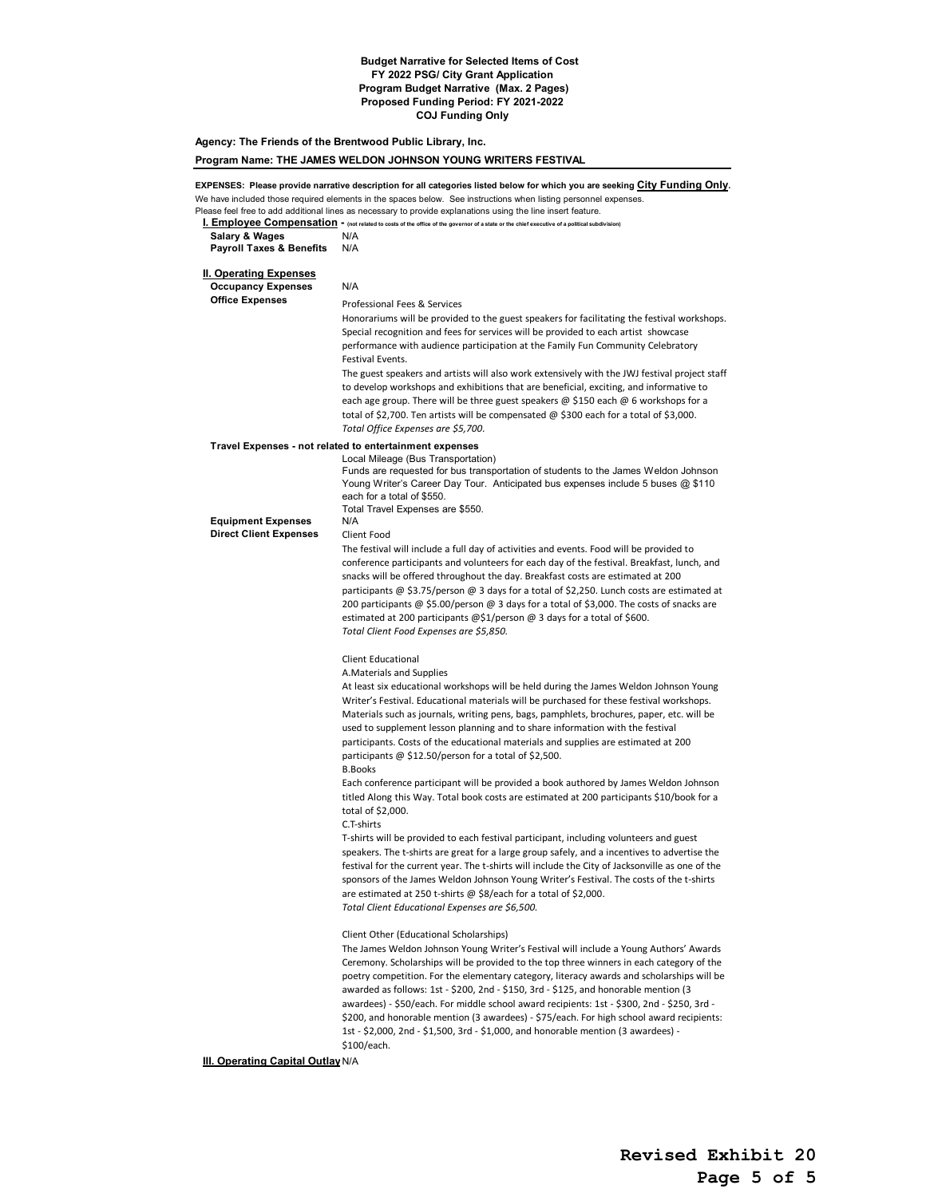**Budget Narrative for Selected Items of Cost**
**FY 2022 PSG/ City Grant Application**
**Program Budget Narrative (Max. 2 Pages)**
**Proposed Funding Period: FY 2021-2022**
**COJ Funding Only**

**Agency: The Friends of the Brentwood Public Library, Inc.**

**Program Name: THE JAMES WELDON JOHNSON YOUNG WRITERS FESTIVAL**

**EXPENSES: Please provide narrative description for all categories listed below for which you are seeking City Funding Only.**
We have included those required elements in the spaces below. See instructions when listing personnel expenses.
Please feel free to add additional lines as necessary to provide explanations using the line insert feature.

**I. Employee Compensation** - (not related to costs of the office of the governor of a state or the chief executive of a political subdivision)

**Salary & Wages** N/A
**Payroll Taxes & Benefits** N/A

**II. Operating Expenses**

**Occupancy Expenses** N/A

**Office Expenses**

Professional Fees & Services

Honorariums will be provided to the guest speakers for facilitating the festival workshops. Special recognition and fees for services will be provided to each artist showcase performance with audience participation at the Family Fun Community Celebratory Festival Events.

The guest speakers and artists will also work extensively with the JWJ festival project staff to develop workshops and exhibitions that are beneficial, exciting, and informative to each age group. There will be three guest speakers @ $150 each @ 6 workshops for a total of $2,700. Ten artists will be compensated @ $300 each for a total of $3,000.

*Total Office Expenses are $5,700.*

**Travel Expenses - not related to entertainment expenses**

Local Mileage (Bus Transportation)

Funds are requested for bus transportation of students to the James Weldon Johnson Young Writer's Career Day Tour. Anticipated bus expenses include 5 buses @ $110 each for a total of $550.

Total Travel Expenses are $550.

**Equipment Expenses** N/A

**Direct Client Expenses**

Client Food

The festival will include a full day of activities and events. Food will be provided to conference participants and volunteers for each day of the festival. Breakfast, lunch, and snacks will be offered throughout the day. Breakfast costs are estimated at 200 participants @ $3.75/person @ 3 days for a total of $2,250. Lunch costs are estimated at 200 participants @ $5.00/person @ 3 days for a total of $3,000. The costs of snacks are estimated at 200 participants @$1/person @ 3 days for a total of $600.

*Total Client Food Expenses are $5,850.*

Client Educational

A.Materials and Supplies

At least six educational workshops will be held during the James Weldon Johnson Young Writer's Festival. Educational materials will be purchased for these festival workshops. Materials such as journals, writing pens, bags, pamphlets, brochures, paper, etc. will be used to supplement lesson planning and to share information with the festival participants. Costs of the educational materials and supplies are estimated at 200 participants @ $12.50/person for a total of $2,500.

B.Books

Each conference participant will be provided a book authored by James Weldon Johnson titled Along this Way. Total book costs are estimated at 200 participants $10/book for a total of $2,000.

C.T-shirts

T-shirts will be provided to each festival participant, including volunteers and guest speakers. The t-shirts are great for a large group safely, and a incentives to advertise the festival for the current year. The t-shirts will include the City of Jacksonville as one of the sponsors of the James Weldon Johnson Young Writer's Festival. The costs of the t-shirts are estimated at 250 t-shirts @ $8/each for a total of $2,000.

*Total Client Educational Expenses are $6,500.*

Client Other (Educational Scholarships)

The James Weldon Johnson Young Writer's Festival will include a Young Authors' Awards Ceremony. Scholarships will be provided to the top three winners in each category of the poetry competition. For the elementary category, literacy awards and scholarships will be awarded as follows: 1st - $200, 2nd - $150, 3rd - $125, and honorable mention (3 awardees) - $50/each. For middle school award recipients: 1st - $300, 2nd - $250, 3rd - $200, and honorable mention (3 awardees) - $75/each. For high school award recipients: 1st - $2,000, 2nd - $1,500, 3rd - $1,000, and honorable mention (3 awardees) - $100/each.

**III. Operating Capital Outlay** N/A

**Revised Exhibit 20**